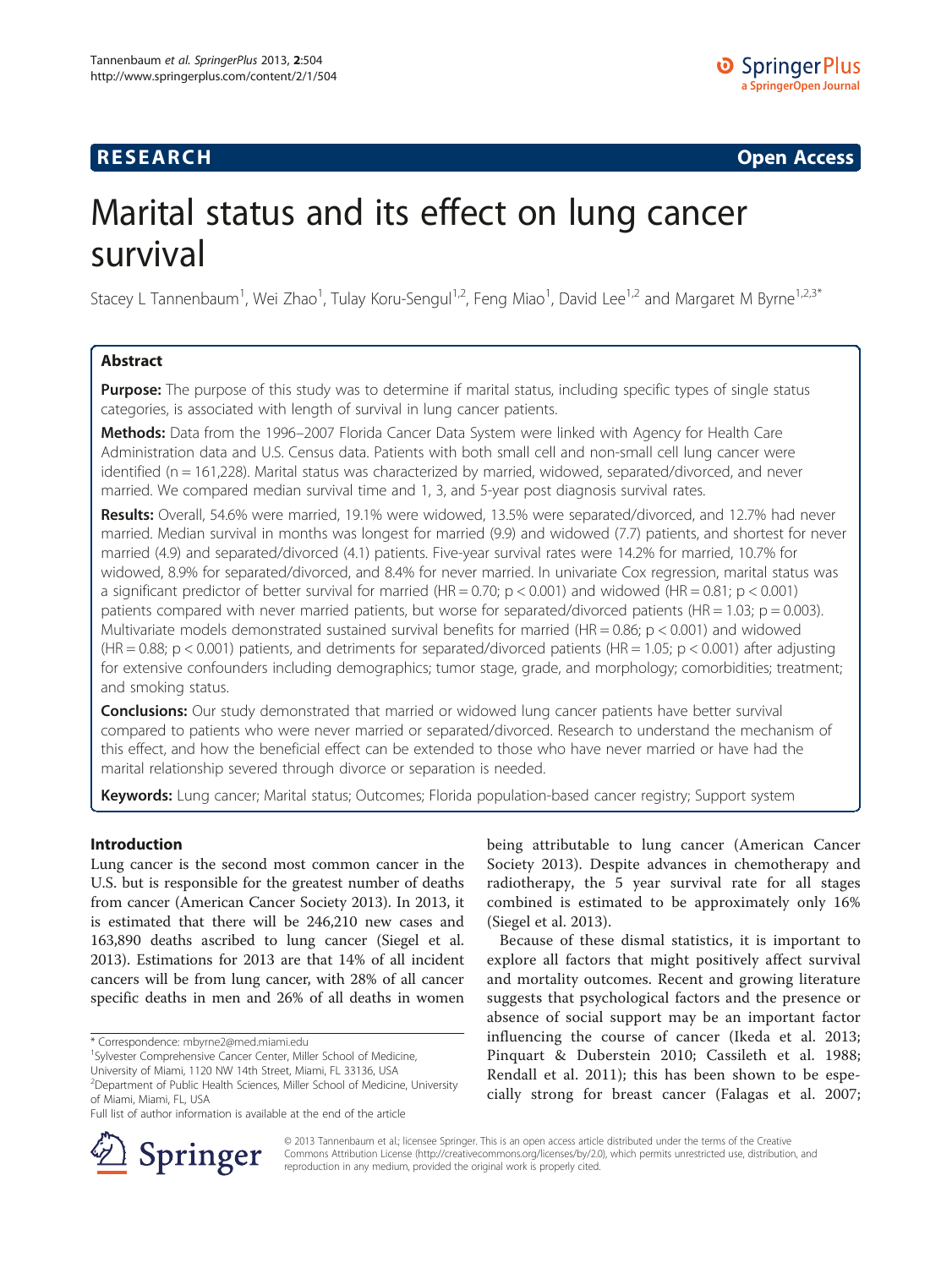**RESEARCH** **Open Access**

# Marital status and its effect on lung cancer survival

Stacey L Tannenbaum[1], Wei Zhao[1], Tulay Koru-Sengul[1,2], Feng Miao[1], David Lee[1,2] and Margaret M Byrne[1,2,3*]

## Abstract

**Purpose:** The purpose of this study was to determine if marital status, including specific types of single status categories, is associated with length of survival in lung cancer patients.

**Methods:** Data from the 1996–2007 Florida Cancer Data System were linked with Agency for Health Care Administration data and U.S. Census data. Patients with both small cell and non-small cell lung cancer were identified (n = 161,228). Marital status was characterized by married, widowed, separated/divorced, and never married. We compared median survival time and 1, 3, and 5-year post diagnosis survival rates.

**Results:** Overall, 54.6% were married, 19.1% were widowed, 13.5% were separated/divorced, and 12.7% had never married. Median survival in months was longest for married (9.9) and widowed (7.7) patients, and shortest for never married (4.9) and separated/divorced (4.1) patients. Five-year survival rates were 14.2% for married, 10.7% for widowed, 8.9% for separated/divorced, and 8.4% for never married. In univariate Cox regression, marital status was a significant predictor of better survival for married (HR = 0.70; $p < 0.001$) and widowed (HR = 0.81; $p < 0.001$) patients compared with never married patients, but worse for separated/divorced patients (HR = 1.03; $p = 0.003$). Multivariate models demonstrated sustained survival benefits for married (HR = 0.86; $p < 0.001$) and widowed (HR = 0.88; $p < 0.001$) patients, and detriments for separated/divorced patients (HR = 1.05; $p < 0.001$) after adjusting for extensive confounders including demographics; tumor stage, grade, and morphology; comorbidities; treatment; and smoking status.

**Conclusions:** Our study demonstrated that married or widowed lung cancer patients have better survival compared to patients who were never married or separated/divorced. Research to understand the mechanism of this effect, and how the beneficial effect can be extended to those who have never married or have had the marital relationship severed through divorce or separation is needed.

**Keywords:** Lung cancer; Marital status; Outcomes; Florida population-based cancer registry; Support system

## Introduction

Lung cancer is the second most common cancer in the U.S. but is responsible for the greatest number of deaths from cancer (American Cancer Society 2013). In 2013, it is estimated that there will be 246,210 new cases and 163,890 deaths ascribed to lung cancer (Siegel et al. 2013). Estimations for 2013 are that 14% of all incident cancers will be from lung cancer, with 28% of all cancer specific deaths in men and 26% of all deaths in women being attributable to lung cancer (American Cancer Society 2013). Despite advances in chemotherapy and radiotherapy, the 5 year survival rate for all stages combined is estimated to be approximately only 16% (Siegel et al. 2013).

Because of these dismal statistics, it is important to explore all factors that might positively affect survival and mortality outcomes. Recent and growing literature suggests that psychological factors and the presence or absence of social support may be an important factor influencing the course of cancer (Ikeda et al. 2013; Pinquart & Duberstein 2010; Cassileth et al. 1988; Rendall et al. 2011); this has been shown to be especially strong for breast cancer (Falagas et al. 2007;

\* Correspondence: mbyrne2@med.miami.edu
[1]Sylvester Comprehensive Cancer Center, Miller School of Medicine, University of Miami, 1120 NW 14th Street, Miami, FL 33136, USA
[2]Department of Public Health Sciences, Miller School of Medicine, University of Miami, Miami, FL, USA
Full list of author information is available at the end of the article

© 2013 Tannenbaum et al.; licensee Springer. This is an open access article distributed under the terms of the Creative Commons Attribution License (http://creativecommons.org/licenses/by/2.0), which permits unrestricted use, distribution, and reproduction in any medium, provided the original work is properly cited.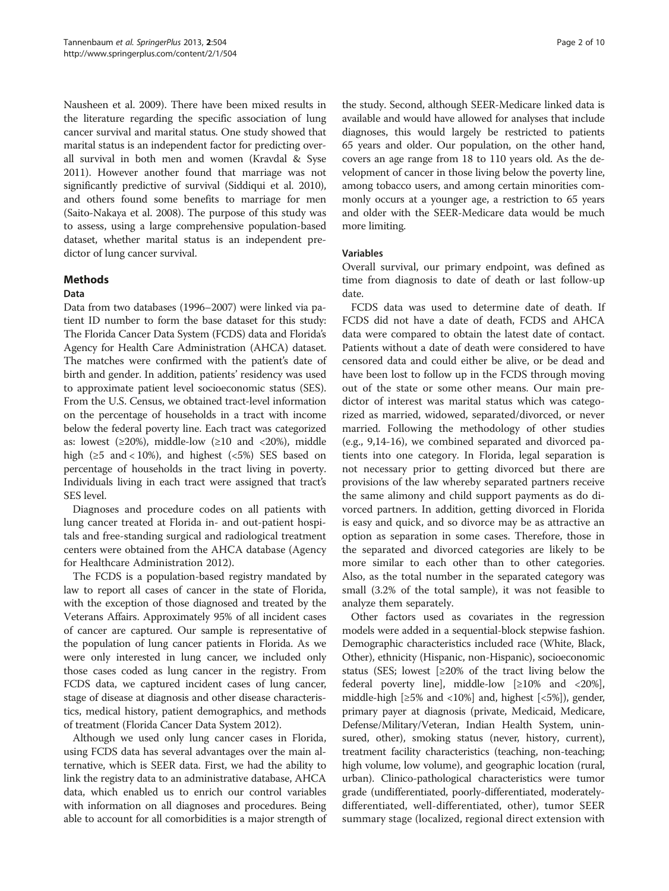Nausheen et al. 2009). There have been mixed results in the literature regarding the specific association of lung cancer survival and marital status. One study showed that marital status is an independent factor for predicting overall survival in both men and women (Kravdal & Syse 2011). However another found that marriage was not significantly predictive of survival (Siddiqui et al. 2010), and others found some benefits to marriage for men (Saito-Nakaya et al. 2008). The purpose of this study was to assess, using a large comprehensive population-based dataset, whether marital status is an independent predictor of lung cancer survival.

## Methods

### Data

Data from two databases (1996–2007) were linked via patient ID number to form the base dataset for this study: The Florida Cancer Data System (FCDS) data and Florida's Agency for Health Care Administration (AHCA) dataset. The matches were confirmed with the patient's date of birth and gender. In addition, patients' residency was used to approximate patient level socioeconomic status (SES). From the U.S. Census, we obtained tract-level information on the percentage of households in a tract with income below the federal poverty line. Each tract was categorized as: lowest (≥20%), middle-low (≥10 and <20%), middle high (≥5 and < 10%), and highest (<5%) SES based on percentage of households in the tract living in poverty. Individuals living in each tract were assigned that tract's SES level.

Diagnoses and procedure codes on all patients with lung cancer treated at Florida in- and out-patient hospitals and free-standing surgical and radiological treatment centers were obtained from the AHCA database (Agency for Healthcare Administration 2012).

The FCDS is a population-based registry mandated by law to report all cases of cancer in the state of Florida, with the exception of those diagnosed and treated by the Veterans Affairs. Approximately 95% of all incident cases of cancer are captured. Our sample is representative of the population of lung cancer patients in Florida. As we were only interested in lung cancer, we included only those cases coded as lung cancer in the registry. From FCDS data, we captured incident cases of lung cancer, stage of disease at diagnosis and other disease characteristics, medical history, patient demographics, and methods of treatment (Florida Cancer Data System 2012).

Although we used only lung cancer cases in Florida, using FCDS data has several advantages over the main alternative, which is SEER data. First, we had the ability to link the registry data to an administrative database, AHCA data, which enabled us to enrich our control variables with information on all diagnoses and procedures. Being able to account for all comorbidities is a major strength of the study. Second, although SEER-Medicare linked data is available and would have allowed for analyses that include diagnoses, this would largely be restricted to patients 65 years and older. Our population, on the other hand, covers an age range from 18 to 110 years old. As the development of cancer in those living below the poverty line, among tobacco users, and among certain minorities commonly occurs at a younger age, a restriction to 65 years and older with the SEER-Medicare data would be much more limiting.

### Variables

Overall survival, our primary endpoint, was defined as time from diagnosis to date of death or last follow-up date.

FCDS data was used to determine date of death. If FCDS did not have a date of death, FCDS and AHCA data were compared to obtain the latest date of contact. Patients without a date of death were considered to have censored data and could either be alive, or be dead and have been lost to follow up in the FCDS through moving out of the state or some other means. Our main predictor of interest was marital status which was categorized as married, widowed, separated/divorced, or never married. Following the methodology of other studies (e.g., 9,14-16), we combined separated and divorced patients into one category. In Florida, legal separation is not necessary prior to getting divorced but there are provisions of the law whereby separated partners receive the same alimony and child support payments as do divorced partners. In addition, getting divorced in Florida is easy and quick, and so divorce may be as attractive an option as separation in some cases. Therefore, those in the separated and divorced categories are likely to be more similar to each other than to other categories. Also, as the total number in the separated category was small (3.2% of the total sample), it was not feasible to analyze them separately.

Other factors used as covariates in the regression models were added in a sequential-block stepwise fashion. Demographic characteristics included race (White, Black, Other), ethnicity (Hispanic, non-Hispanic), socioeconomic status (SES; lowest [≥20% of the tract living below the federal poverty line], middle-low [≥10% and <20%], middle-high [≥5% and <10%] and, highest [<5%]), gender, primary payer at diagnosis (private, Medicaid, Medicare, Defense/Military/Veteran, Indian Health System, uninsured, other), smoking status (never, history, current), treatment facility characteristics (teaching, non-teaching; high volume, low volume), and geographic location (rural, urban). Clinico-pathological characteristics were tumor grade (undifferentiated, poorly-differentiated, moderately-differentiated, well-differentiated, other), tumor SEER summary stage (localized, regional direct extension with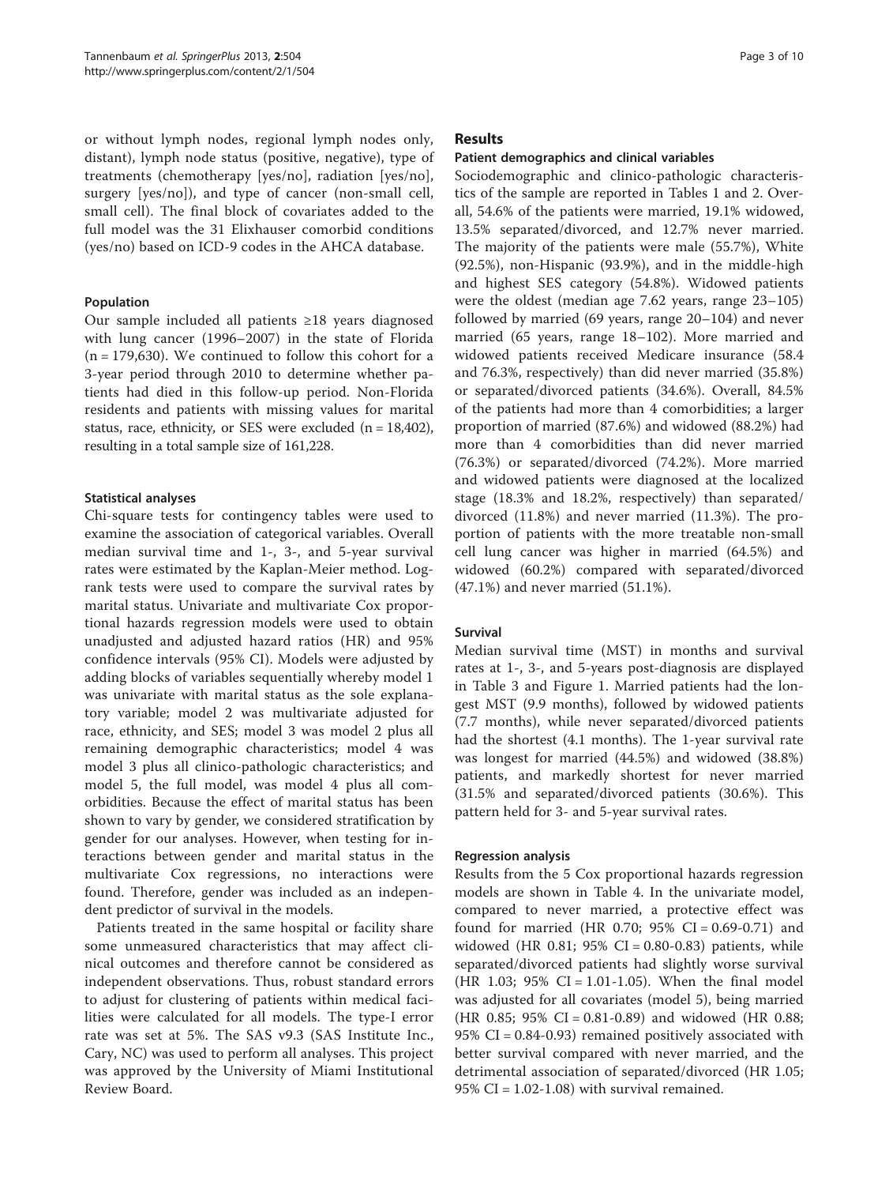or without lymph nodes, regional lymph nodes only, distant), lymph node status (positive, negative), type of treatments (chemotherapy [yes/no], radiation [yes/no], surgery [yes/no]), and type of cancer (non-small cell, small cell). The final block of covariates added to the full model was the 31 Elixhauser comorbid conditions (yes/no) based on ICD-9 codes in the AHCA database.

### Population

Our sample included all patients ≥18 years diagnosed with lung cancer (1996–2007) in the state of Florida (n = 179,630). We continued to follow this cohort for a 3-year period through 2010 to determine whether patients had died in this follow-up period. Non-Florida residents and patients with missing values for marital status, race, ethnicity, or SES were excluded (n = 18,402), resulting in a total sample size of 161,228.

### Statistical analyses

Chi-square tests for contingency tables were used to examine the association of categorical variables. Overall median survival time and 1-, 3-, and 5-year survival rates were estimated by the Kaplan-Meier method. Log-rank tests were used to compare the survival rates by marital status. Univariate and multivariate Cox proportional hazards regression models were used to obtain unadjusted and adjusted hazard ratios (HR) and 95% confidence intervals (95% CI). Models were adjusted by adding blocks of variables sequentially whereby model 1 was univariate with marital status as the sole explanatory variable; model 2 was multivariate adjusted for race, ethnicity, and SES; model 3 was model 2 plus all remaining demographic characteristics; model 4 was model 3 plus all clinico-pathologic characteristics; and model 5, the full model, was model 4 plus all comorbidities. Because the effect of marital status has been shown to vary by gender, we considered stratification by gender for our analyses. However, when testing for interactions between gender and marital status in the multivariate Cox regressions, no interactions were found. Therefore, gender was included as an independent predictor of survival in the models.

Patients treated in the same hospital or facility share some unmeasured characteristics that may affect clinical outcomes and therefore cannot be considered as independent observations. Thus, robust standard errors to adjust for clustering of patients within medical facilities were calculated for all models. The type-I error rate was set at 5%. The SAS v9.3 (SAS Institute Inc., Cary, NC) was used to perform all analyses. This project was approved by the University of Miami Institutional Review Board.

## Results

### Patient demographics and clinical variables

Sociodemographic and clinico-pathologic characteristics of the sample are reported in Tables 1 and 2. Overall, 54.6% of the patients were married, 19.1% widowed, 13.5% separated/divorced, and 12.7% never married. The majority of the patients were male (55.7%), White (92.5%), non-Hispanic (93.9%), and in the middle-high and highest SES category (54.8%). Widowed patients were the oldest (median age 7.62 years, range 23–105) followed by married (69 years, range 20–104) and never married (65 years, range 18–102). More married and widowed patients received Medicare insurance (58.4 and 76.3%, respectively) than did never married (35.8%) or separated/divorced patients (34.6%). Overall, 84.5% of the patients had more than 4 comorbidities; a larger proportion of married (87.6%) and widowed (88.2%) had more than 4 comorbidities than did never married (76.3%) or separated/divorced (74.2%). More married and widowed patients were diagnosed at the localized stage (18.3% and 18.2%, respectively) than separated/divorced (11.8%) and never married (11.3%). The proportion of patients with the more treatable non-small cell lung cancer was higher in married (64.5%) and widowed (60.2%) compared with separated/divorced (47.1%) and never married (51.1%).

### Survival

Median survival time (MST) in months and survival rates at 1-, 3-, and 5-years post-diagnosis are displayed in Table 3 and Figure 1. Married patients had the longest MST (9.9 months), followed by widowed patients (7.7 months), while never separated/divorced patients had the shortest (4.1 months). The 1-year survival rate was longest for married (44.5%) and widowed (38.8%) patients, and markedly shortest for never married (31.5% and separated/divorced patients (30.6%). This pattern held for 3- and 5-year survival rates.

### Regression analysis

Results from the 5 Cox proportional hazards regression models are shown in Table 4. In the univariate model, compared to never married, a protective effect was found for married (HR 0.70; 95% CI = 0.69-0.71) and widowed (HR 0.81; 95% CI = 0.80-0.83) patients, while separated/divorced patients had slightly worse survival (HR 1.03; 95% CI = 1.01-1.05). When the final model was adjusted for all covariates (model 5), being married (HR 0.85; 95% CI = 0.81-0.89) and widowed (HR 0.88; 95% CI = 0.84-0.93) remained positively associated with better survival compared with never married, and the detrimental association of separated/divorced (HR 1.05; 95% CI = 1.02-1.08) with survival remained.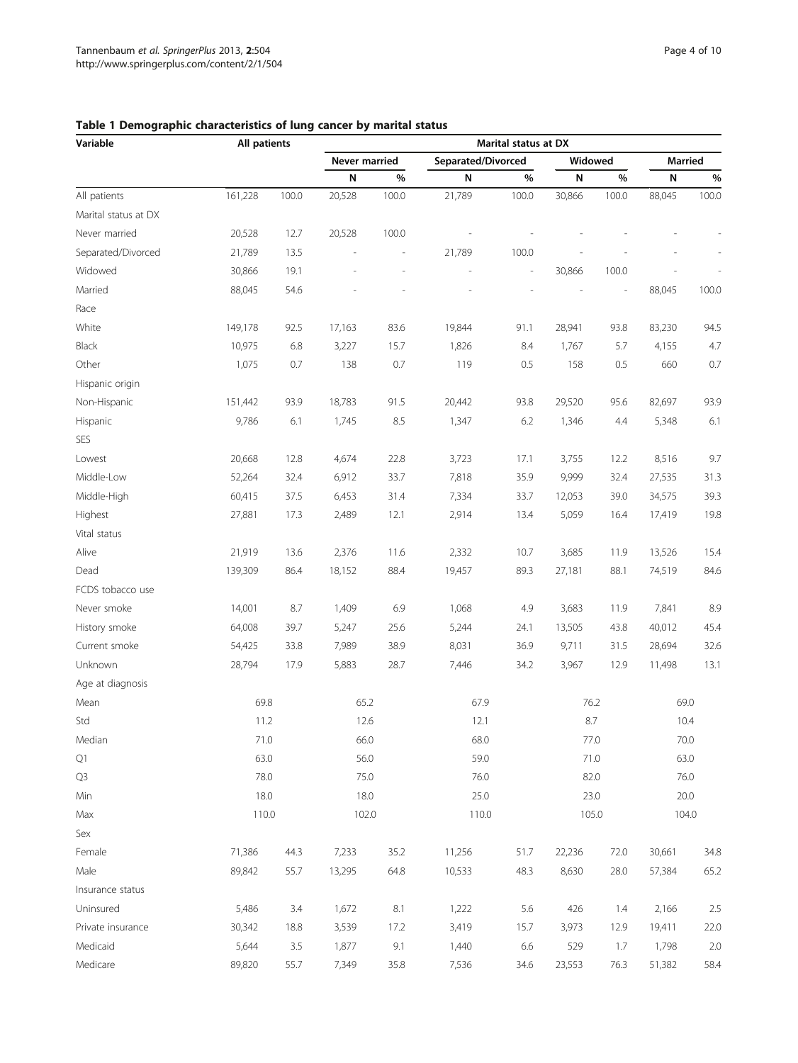**Table 1 Demographic characteristics of lung cancer by marital status**

| Variable | All patients | | Marital status at DX | | | | | | | |
|---|---|---|---|---|---|---|---|---|---|---|
| | | | Never married | | Separated/Divorced | | Widowed | | Married | |
| | | | N | % | N | % | N | % | N | % |
| All patients | 161,228 | 100.0 | 20,528 | 100.0 | 21,789 | 100.0 | 30,866 | 100.0 | 88,045 | 100.0 |
| Marital status at DX | | | | | | | | | | |
| Never married | 20,528 | 12.7 | 20,528 | 100.0 | - | - | - | - | - | - |
| Separated/Divorced | 21,789 | 13.5 | - | - | 21,789 | 100.0 | - | - | - | - |
| Widowed | 30,866 | 19.1 | - | - | - | - | 30,866 | 100.0 | - | - |
| Married | 88,045 | 54.6 | - | - | - | - | - | - | 88,045 | 100.0 |
| Race | | | | | | | | | | |
| White | 149,178 | 92.5 | 17,163 | 83.6 | 19,844 | 91.1 | 28,941 | 93.8 | 83,230 | 94.5 |
| Black | 10,975 | 6.8 | 3,227 | 15.7 | 1,826 | 8.4 | 1,767 | 5.7 | 4,155 | 4.7 |
| Other | 1,075 | 0.7 | 138 | 0.7 | 119 | 0.5 | 158 | 0.5 | 660 | 0.7 |
| Hispanic origin | | | | | | | | | | |
| Non-Hispanic | 151,442 | 93.9 | 18,783 | 91.5 | 20,442 | 93.8 | 29,520 | 95.6 | 82,697 | 93.9 |
| Hispanic | 9,786 | 6.1 | 1,745 | 8.5 | 1,347 | 6.2 | 1,346 | 4.4 | 5,348 | 6.1 |
| SES | | | | | | | | | | |
| Lowest | 20,668 | 12.8 | 4,674 | 22.8 | 3,723 | 17.1 | 3,755 | 12.2 | 8,516 | 9.7 |
| Middle-Low | 52,264 | 32.4 | 6,912 | 33.7 | 7,818 | 35.9 | 9,999 | 32.4 | 27,535 | 31.3 |
| Middle-High | 60,415 | 37.5 | 6,453 | 31.4 | 7,334 | 33.7 | 12,053 | 39.0 | 34,575 | 39.3 |
| Highest | 27,881 | 17.3 | 2,489 | 12.1 | 2,914 | 13.4 | 5,059 | 16.4 | 17,419 | 19.8 |
| Vital status | | | | | | | | | | |
| Alive | 21,919 | 13.6 | 2,376 | 11.6 | 2,332 | 10.7 | 3,685 | 11.9 | 13,526 | 15.4 |
| Dead | 139,309 | 86.4 | 18,152 | 88.4 | 19,457 | 89.3 | 27,181 | 88.1 | 74,519 | 84.6 |
| FCDS tobacco use | | | | | | | | | | |
| Never smoke | 14,001 | 8.7 | 1,409 | 6.9 | 1,068 | 4.9 | 3,683 | 11.9 | 7,841 | 8.9 |
| History smoke | 64,008 | 39.7 | 5,247 | 25.6 | 5,244 | 24.1 | 13,505 | 43.8 | 40,012 | 45.4 |
| Current smoke | 54,425 | 33.8 | 7,989 | 38.9 | 8,031 | 36.9 | 9,711 | 31.5 | 28,694 | 32.6 |
| Unknown | 28,794 | 17.9 | 5,883 | 28.7 | 7,446 | 34.2 | 3,967 | 12.9 | 11,498 | 13.1 |
| Age at diagnosis | | | | | | | | | | |
| Mean | 69.8 | | 65.2 | | 67.9 | | 76.2 | | 69.0 | |
| Std | 11.2 | | 12.6 | | 12.1 | | 8.7 | | 10.4 | |
| Median | 71.0 | | 66.0 | | 68.0 | | 77.0 | | 70.0 | |
| Q1 | 63.0 | | 56.0 | | 59.0 | | 71.0 | | 63.0 | |
| Q3 | 78.0 | | 75.0 | | 76.0 | | 82.0 | | 76.0 | |
| Min | 18.0 | | 18.0 | | 25.0 | | 23.0 | | 20.0 | |
| Max | 110.0 | | 102.0 | | 110.0 | | 105.0 | | 104.0 | |
| Sex | | | | | | | | | | |
| Female | 71,386 | 44.3 | 7,233 | 35.2 | 11,256 | 51.7 | 22,236 | 72.0 | 30,661 | 34.8 |
| Male | 89,842 | 55.7 | 13,295 | 64.8 | 10,533 | 48.3 | 8,630 | 28.0 | 57,384 | 65.2 |
| Insurance status | | | | | | | | | | |
| Uninsured | 5,486 | 3.4 | 1,672 | 8.1 | 1,222 | 5.6 | 426 | 1.4 | 2,166 | 2.5 |
| Private insurance | 30,342 | 18.8 | 3,539 | 17.2 | 3,419 | 15.7 | 3,973 | 12.9 | 19,411 | 22.0 |
| Medicaid | 5,644 | 3.5 | 1,877 | 9.1 | 1,440 | 6.6 | 529 | 1.7 | 1,798 | 2.0 |
| Medicare | 89,820 | 55.7 | 7,349 | 35.8 | 7,536 | 34.6 | 23,553 | 76.3 | 51,382 | 58.4 |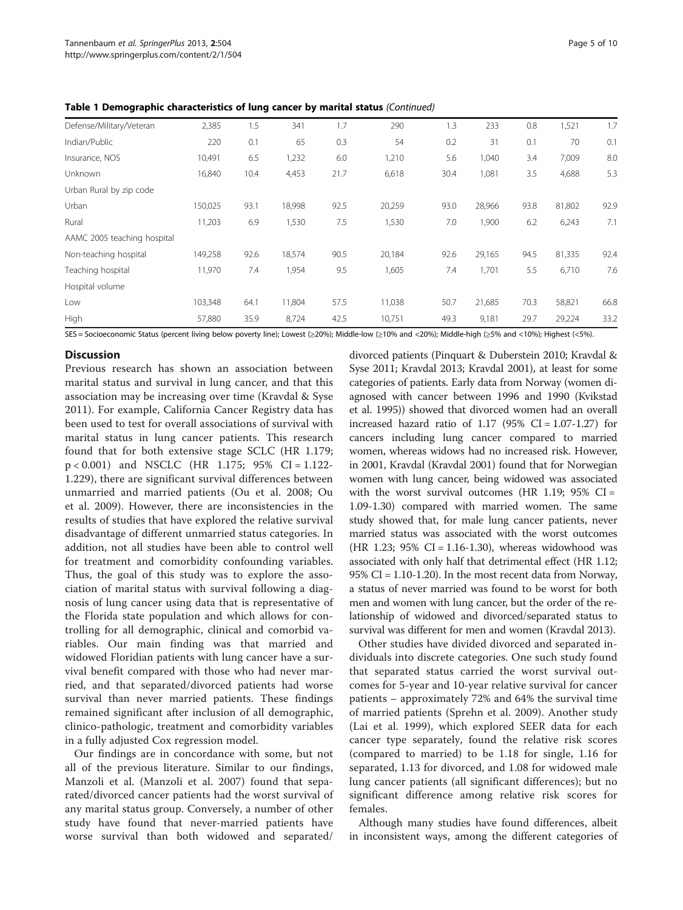**Table 1 Demographic characteristics of lung cancer by marital status** *(Continued)*

| | | | | | | | | | | |
|---|---|---|---|---|---|---|---|---|---|---|
| Defense/Military/Veteran | 2,385 | 1.5 | 341 | 1.7 | 290 | 1.3 | 233 | 0.8 | 1,521 | 1.7 |
| Indian/Public | 220 | 0.1 | 65 | 0.3 | 54 | 0.2 | 31 | 0.1 | 70 | 0.1 |
| Insurance, NOS | 10,491 | 6.5 | 1,232 | 6.0 | 1,210 | 5.6 | 1,040 | 3.4 | 7,009 | 8.0 |
| Unknown | 16,840 | 10.4 | 4,453 | 21.7 | 6,618 | 30.4 | 1,081 | 3.5 | 4,688 | 5.3 |
| Urban Rural by zip code | | | | | | | | | | |
| Urban | 150,025 | 93.1 | 18,998 | 92.5 | 20,259 | 93.0 | 28,966 | 93.8 | 81,802 | 92.9 |
| Rural | 11,203 | 6.9 | 1,530 | 7.5 | 1,530 | 7.0 | 1,900 | 6.2 | 6,243 | 7.1 |
| AAMC 2005 teaching hospital | | | | | | | | | | |
| Non-teaching hospital | 149,258 | 92.6 | 18,574 | 90.5 | 20,184 | 92.6 | 29,165 | 94.5 | 81,335 | 92.4 |
| Teaching hospital | 11,970 | 7.4 | 1,954 | 9.5 | 1,605 | 7.4 | 1,701 | 5.5 | 6,710 | 7.6 |
| Hospital volume | | | | | | | | | | |
| Low | 103,348 | 64.1 | 11,804 | 57.5 | 11,038 | 50.7 | 21,685 | 70.3 | 58,821 | 66.8 |
| High | 57,880 | 35.9 | 8,724 | 42.5 | 10,751 | 49.3 | 9,181 | 29.7 | 29,224 | 33.2 |

SES = Socioeconomic Status (percent living below poverty line); Lowest (≥20%); Middle-low (≥10% and <20%); Middle-high (≥5% and <10%); Highest (<5%).

## Discussion

Previous research has shown an association between marital status and survival in lung cancer, and that this association may be increasing over time (Kravdal & Syse 2011). For example, California Cancer Registry data has been used to test for overall associations of survival with marital status in lung cancer patients. This research found that for both extensive stage SCLC (HR 1.179; $p < 0.001$) and NSCLC (HR 1.175; 95% CI = 1.122-1.229), there are significant survival differences between unmarried and married patients (Ou et al. 2008; Ou et al. 2009). However, there are inconsistencies in the results of studies that have explored the relative survival disadvantage of different unmarried status categories. In addition, not all studies have been able to control well for treatment and comorbidity confounding variables. Thus, the goal of this study was to explore the association of marital status with survival following a diagnosis of lung cancer using data that is representative of the Florida state population and which allows for controlling for all demographic, clinical and comorbid variables. Our main finding was that married and widowed Floridian patients with lung cancer have a survival benefit compared with those who had never married, and that separated/divorced patients had worse survival than never married patients. These findings remained significant after inclusion of all demographic, clinico-pathologic, treatment and comorbidity variables in a fully adjusted Cox regression model.

Our findings are in concordance with some, but not all of the previous literature. Similar to our findings, Manzoli et al. (Manzoli et al. 2007) found that separated/divorced cancer patients had the worst survival of any marital status group. Conversely, a number of other study have found that never-married patients have worse survival than both widowed and separated/divorced patients (Pinquart & Duberstein 2010; Kravdal & Syse 2011; Kravdal 2013; Kravdal 2001), at least for some categories of patients. Early data from Norway (women diagnosed with cancer between 1996 and 1990 (Kvikstad et al. 1995)) showed that divorced women had an overall increased hazard ratio of 1.17 (95% CI = 1.07-1.27) for cancers including lung cancer compared to married women, whereas widows had no increased risk. However, in 2001, Kravdal (Kravdal 2001) found that for Norwegian women with lung cancer, being widowed was associated with the worst survival outcomes (HR 1.19; 95% CI = 1.09-1.30) compared with married women. The same study showed that, for male lung cancer patients, never married status was associated with the worst outcomes (HR 1.23; 95% CI = 1.16-1.30), whereas widowhood was associated with only half that detrimental effect (HR 1.12; 95% CI = 1.10-1.20). In the most recent data from Norway, a status of never married was found to be worst for both men and women with lung cancer, but the order of the relationship of widowed and divorced/separated status to survival was different for men and women (Kravdal 2013).

Other studies have divided divorced and separated individuals into discrete categories. One such study found that separated status carried the worst survival outcomes for 5-year and 10-year relative survival for cancer patients – approximately 72% and 64% the survival time of married patients (Sprehn et al. 2009). Another study (Lai et al. 1999), which explored SEER data for each cancer type separately, found the relative risk scores (compared to married) to be 1.18 for single, 1.16 for separated, 1.13 for divorced, and 1.08 for widowed male lung cancer patients (all significant differences); but no significant difference among relative risk scores for females.

Although many studies have found differences, albeit in inconsistent ways, among the different categories of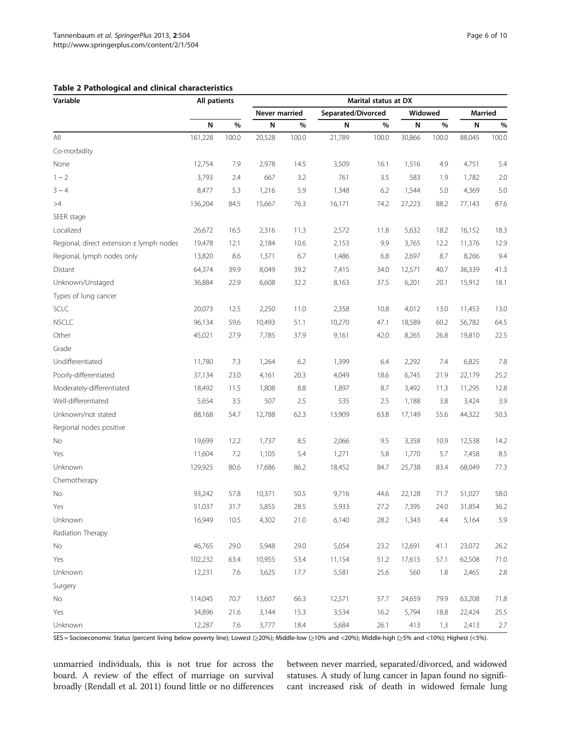**Table 2 Pathological and clinical characteristics**

| Variable | All patients | | Marital status at DX | | | | | | | |
|---|---|---|---|---|---|---|---|---|---|---|
| | | | Never married | | Separated/Divorced | | Widowed | | Married | |
| | N | % | N | % | N | % | N | % | N | % |
| All | 161,228 | 100.0 | 20,528 | 100.0 | 21,789 | 100.0 | 30,866 | 100.0 | 88,045 | 100.0 |
| Co-morbidity | | | | | | | | | | |
| None | 12,754 | 7.9 | 2,978 | 14.5 | 3,509 | 16.1 | 1,516 | 4.9 | 4,751 | 5.4 |
| 1 ~ 2 | 3,793 | 2.4 | 667 | 3.2 | 761 | 3.5 | 583 | 1.9 | 1,782 | 2.0 |
| 3 ~ 4 | 8,477 | 5.3 | 1,216 | 5.9 | 1,348 | 6.2 | 1,544 | 5.0 | 4,369 | 5.0 |
| >4 | 136,204 | 84.5 | 15,667 | 76.3 | 16,171 | 74.2 | 27,223 | 88.2 | 77,143 | 87.6 |
| SEER stage | | | | | | | | | | |
| Localized | 26,672 | 16.5 | 2,316 | 11.3 | 2,572 | 11.8 | 5,632 | 18.2 | 16,152 | 18.3 |
| Regional, direct extension ± lymph nodes | 19,478 | 12.1 | 2,184 | 10.6 | 2,153 | 9.9 | 3,765 | 12.2 | 11,376 | 12.9 |
| Regional, lymph nodes only | 13,820 | 8.6 | 1,371 | 6.7 | 1,486 | 6.8 | 2,697 | 8.7 | 8,266 | 9.4 |
| Distant | 64,374 | 39.9 | 8,049 | 39.2 | 7,415 | 34.0 | 12,571 | 40.7 | 36,339 | 41.3 |
| Unknown/Unstaged | 36,884 | 22.9 | 6,608 | 32.2 | 8,163 | 37.5 | 6,201 | 20.1 | 15,912 | 18.1 |
| Types of lung cancer | | | | | | | | | | |
| SCLC | 20,073 | 12.5 | 2,250 | 11.0 | 2,358 | 10.8 | 4,012 | 13.0 | 11,453 | 13.0 |
| NSCLC | 96,134 | 59.6 | 10,493 | 51.1 | 10,270 | 47.1 | 18,589 | 60.2 | 56,782 | 64.5 |
| Other | 45,021 | 27.9 | 7,785 | 37.9 | 9,161 | 42.0 | 8,265 | 26.8 | 19,810 | 22.5 |
| Grade | | | | | | | | | | |
| Undifferentiated | 11,780 | 7.3 | 1,264 | 6.2 | 1,399 | 6.4 | 2,292 | 7.4 | 6,825 | 7.8 |
| Poorly-differentiated | 37,134 | 23.0 | 4,161 | 20.3 | 4,049 | 18.6 | 6,745 | 21.9 | 22,179 | 25.2 |
| Moderately-differentiated | 18,492 | 11.5 | 1,808 | 8.8 | 1,897 | 8.7 | 3,492 | 11.3 | 11,295 | 12.8 |
| Well-differentiated | 5,654 | 3.5 | 507 | 2.5 | 535 | 2.5 | 1,188 | 3.8 | 3,424 | 3.9 |
| Unknown/not stated | 88,168 | 54.7 | 12,788 | 62.3 | 13,909 | 63.8 | 17,149 | 55.6 | 44,322 | 50.3 |
| Regional nodes positive | | | | | | | | | | |
| No | 19,699 | 12.2 | 1,737 | 8.5 | 2,066 | 9.5 | 3,358 | 10.9 | 12,538 | 14.2 |
| Yes | 11,604 | 7.2 | 1,105 | 5.4 | 1,271 | 5.8 | 1,770 | 5.7 | 7,458 | 8.5 |
| Unknown | 129,925 | 80.6 | 17,686 | 86.2 | 18,452 | 84.7 | 25,738 | 83.4 | 68,049 | 77.3 |
| Chemotherapy | | | | | | | | | | |
| No | 93,242 | 57.8 | 10,371 | 50.5 | 9,716 | 44.6 | 22,128 | 71.7 | 51,027 | 58.0 |
| Yes | 51,037 | 31.7 | 5,855 | 28.5 | 5,933 | 27.2 | 7,395 | 24.0 | 31,854 | 36.2 |
| Unknown | 16,949 | 10.5 | 4,302 | 21.0 | 6,140 | 28.2 | 1,343 | 4.4 | 5,164 | 5.9 |
| Radiation Therapy | | | | | | | | | | |
| No | 46,765 | 29.0 | 5,948 | 29.0 | 5,054 | 23.2 | 12,691 | 41.1 | 23,072 | 26.2 |
| Yes | 102,232 | 63.4 | 10,955 | 53.4 | 11,154 | 51.2 | 17,615 | 57.1 | 62,508 | 71.0 |
| Unknown | 12,231 | 7.6 | 3,625 | 17.7 | 5,581 | 25.6 | 560 | 1.8 | 2,465 | 2.8 |
| Surgery | | | | | | | | | | |
| No | 114,045 | 70.7 | 13,607 | 66.3 | 12,571 | 57.7 | 24,659 | 79.9 | 63,208 | 71.8 |
| Yes | 34,896 | 21.6 | 3,144 | 15.3 | 3,534 | 16.2 | 5,794 | 18.8 | 22,424 | 25.5 |
| Unknown | 12,287 | 7.6 | 3,777 | 18.4 | 5,684 | 26.1 | 413 | 1.3 | 2,413 | 2.7 |

SES = Socioeconomic Status (percent living below poverty line); Lowest (≥20%); Middle-low (≥10% and <20%); Middle-high (≥5% and <10%); Highest (<5%).

unmarried individuals, this is not true for across the board. A review of the effect of marriage on survival broadly (Rendall et al. 2011) found little or no differences between never married, separated/divorced, and widowed statuses. A study of lung cancer in Japan found no significant increased risk of death in widowed female lung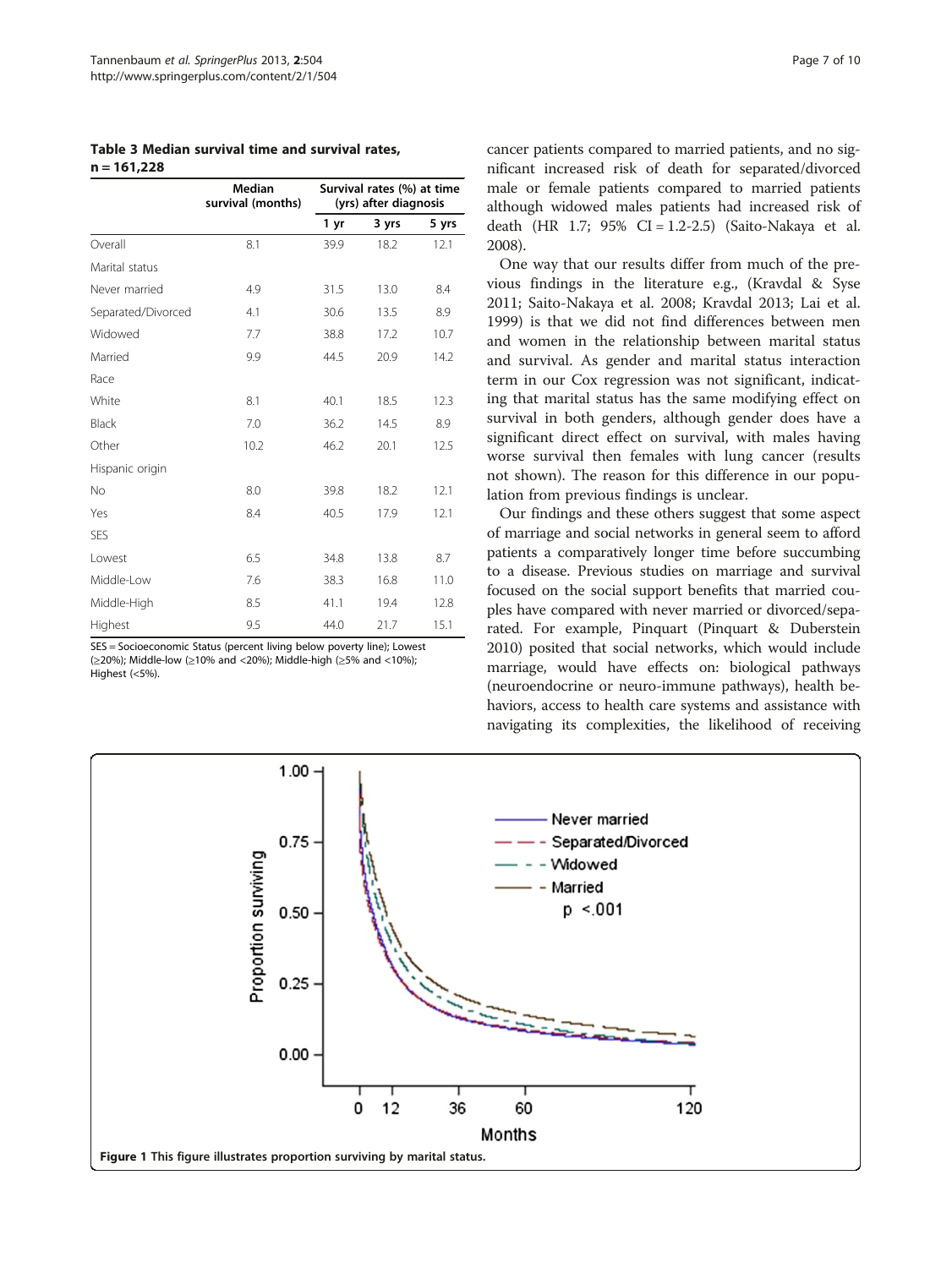**Table 3 Median survival time and survival rates, n = 161,228**

| | Median survival (months) | Survival rates (%) at time (yrs) after diagnosis | | |
|---|---|---|---|---|
| | | 1 yr | 3 yrs | 5 yrs |
| Overall | 8.1 | 39.9 | 18.2 | 12.1 |
| Marital status | | | | |
| Never married | 4.9 | 31.5 | 13.0 | 8.4 |
| Separated/Divorced | 4.1 | 30.6 | 13.5 | 8.9 |
| Widowed | 7.7 | 38.8 | 17.2 | 10.7 |
| Married | 9.9 | 44.5 | 20.9 | 14.2 |
| Race | | | | |
| White | 8.1 | 40.1 | 18.5 | 12.3 |
| Black | 7.0 | 36.2 | 14.5 | 8.9 |
| Other | 10.2 | 46.2 | 20.1 | 12.5 |
| Hispanic origin | | | | |
| No | 8.0 | 39.8 | 18.2 | 12.1 |
| Yes | 8.4 | 40.5 | 17.9 | 12.1 |
| SES | | | | |
| Lowest | 6.5 | 34.8 | 13.8 | 8.7 |
| Middle-Low | 7.6 | 38.3 | 16.8 | 11.0 |
| Middle-High | 8.5 | 41.1 | 19.4 | 12.8 |
| Highest | 9.5 | 44.0 | 21.7 | 15.1 |

SES = Socioeconomic Status (percent living below poverty line); Lowest (≥20%); Middle-low (≥10% and <20%); Middle-high (≥5% and <10%); Highest (<5%).

cancer patients compared to married patients, and no significant increased risk of death for separated/divorced male or female patients compared to married patients although widowed males patients had increased risk of death (HR 1.7; 95% CI = 1.2-2.5) (Saito-Nakaya et al. 2008).

One way that our results differ from much of the previous findings in the literature e.g., (Kravdal & Syse 2011; Saito-Nakaya et al. 2008; Kravdal 2013; Lai et al. 1999) is that we did not find differences between men and women in the relationship between marital status and survival. As gender and marital status interaction term in our Cox regression was not significant, indicating that marital status has the same modifying effect on survival in both genders, although gender does have a significant direct effect on survival, with males having worse survival then females with lung cancer (results not shown). The reason for this difference in our population from previous findings is unclear.

Our findings and these others suggest that some aspect of marriage and social networks in general seem to afford patients a comparatively longer time before succumbing to a disease. Previous studies on marriage and survival focused on the social support benefits that married couples have compared with never married or divorced/separated. For example, Pinquart (Pinquart & Duberstein 2010) posited that social networks, which would include marriage, would have effects on: biological pathways (neuroendocrine or neuro-immune pathways), health behaviors, access to health care systems and assistance with navigating its complexities, the likelihood of receiving

**Figure 1** This figure illustrates proportion surviving by marital status.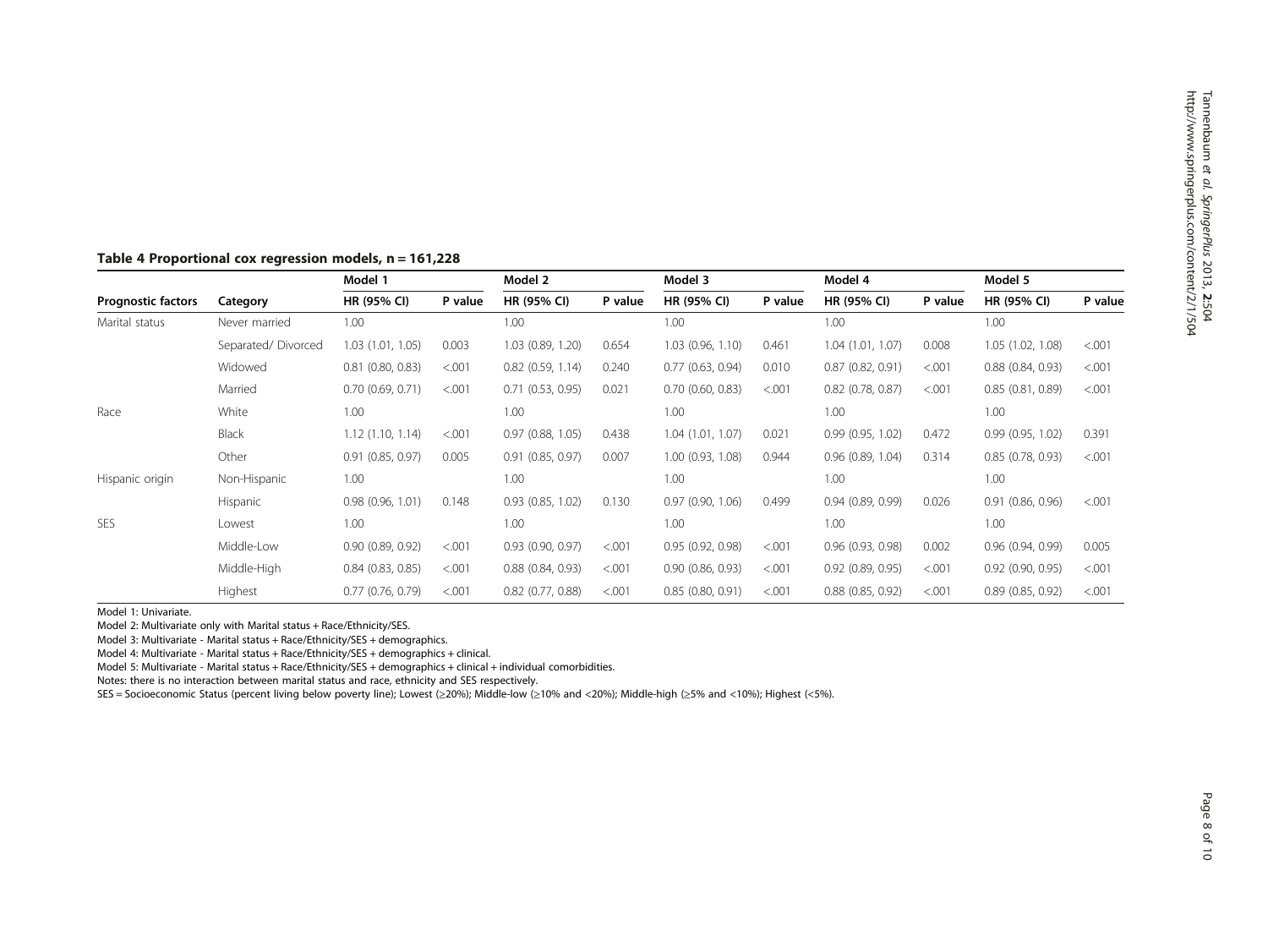**Table 4 Proportional cox regression models, n = 161,228**

| Prognostic factors | Category | Model 1 | | Model 2 | | Model 3 | | Model 4 | | Model 5 | |
|---|---|---|---|---|---|---|---|---|---|---|---|
| | | HR (95% CI) | P value | HR (95% CI) | P value | HR (95% CI) | P value | HR (95% CI) | P value | HR (95% CI) | P value |
| Marital status | Never married | 1.00 | | 1.00 | | 1.00 | | 1.00 | | 1.00 | |
| | Separated/ Divorced | 1.03 (1.01, 1.05) | 0.003 | 1.03 (0.89, 1.20) | 0.654 | 1.03 (0.96, 1.10) | 0.461 | 1.04 (1.01, 1.07) | 0.008 | 1.05 (1.02, 1.08) | <.001 |
| | Widowed | 0.81 (0.80, 0.83) | <.001 | 0.82 (0.59, 1.14) | 0.240 | 0.77 (0.63, 0.94) | 0.010 | 0.87 (0.82, 0.91) | <.001 | 0.88 (0.84, 0.93) | <.001 |
| | Married | 0.70 (0.69, 0.71) | <.001 | 0.71 (0.53, 0.95) | 0.021 | 0.70 (0.60, 0.83) | <.001 | 0.82 (0.78, 0.87) | <.001 | 0.85 (0.81, 0.89) | <.001 |
| Race | White | 1.00 | | 1.00 | | 1.00 | | 1.00 | | 1.00 | |
| | Black | 1.12 (1.10, 1.14) | <.001 | 0.97 (0.88, 1.05) | 0.438 | 1.04 (1.01, 1.07) | 0.021 | 0.99 (0.95, 1.02) | 0.472 | 0.99 (0.95, 1.02) | 0.391 |
| | Other | 0.91 (0.85, 0.97) | 0.005 | 0.91 (0.85, 0.97) | 0.007 | 1.00 (0.93, 1.08) | 0.944 | 0.96 (0.89, 1.04) | 0.314 | 0.85 (0.78, 0.93) | <.001 |
| Hispanic origin | Non-Hispanic | 1.00 | | 1.00 | | 1.00 | | 1.00 | | 1.00 | |
| | Hispanic | 0.98 (0.96, 1.01) | 0.148 | 0.93 (0.85, 1.02) | 0.130 | 0.97 (0.90, 1.06) | 0.499 | 0.94 (0.89, 0.99) | 0.026 | 0.91 (0.86, 0.96) | <.001 |
| SES | Lowest | 1.00 | | 1.00 | | 1.00 | | 1.00 | | 1.00 | |
| | Middle-Low | 0.90 (0.89, 0.92) | <.001 | 0.93 (0.90, 0.97) | <.001 | 0.95 (0.92, 0.98) | <.001 | 0.96 (0.93, 0.98) | 0.002 | 0.96 (0.94, 0.99) | 0.005 |
| | Middle-High | 0.84 (0.83, 0.85) | <.001 | 0.88 (0.84, 0.93) | <.001 | 0.90 (0.86, 0.93) | <.001 | 0.92 (0.89, 0.95) | <.001 | 0.92 (0.90, 0.95) | <.001 |
| | Highest | 0.77 (0.76, 0.79) | <.001 | 0.82 (0.77, 0.88) | <.001 | 0.85 (0.80, 0.91) | <.001 | 0.88 (0.85, 0.92) | <.001 | 0.89 (0.85, 0.92) | <.001 |

Model 1: Univariate.

Model 2: Multivariate only with Marital status + Race/Ethnicity/SES.

Model 3: Multivariate - Marital status + Race/Ethnicity/SES + demographics.

Model 4: Multivariate - Marital status + Race/Ethnicity/SES + demographics + clinical.

Model 5: Multivariate - Marital status + Race/Ethnicity/SES + demographics + clinical + individual comorbidities.

Notes: there is no interaction between marital status and race, ethnicity and SES respectively.

SES = Socioeconomic Status (percent living below poverty line); Lowest (≥20%); Middle-low (≥10% and <20%); Middle-high (≥5% and <10%); Highest (<5%).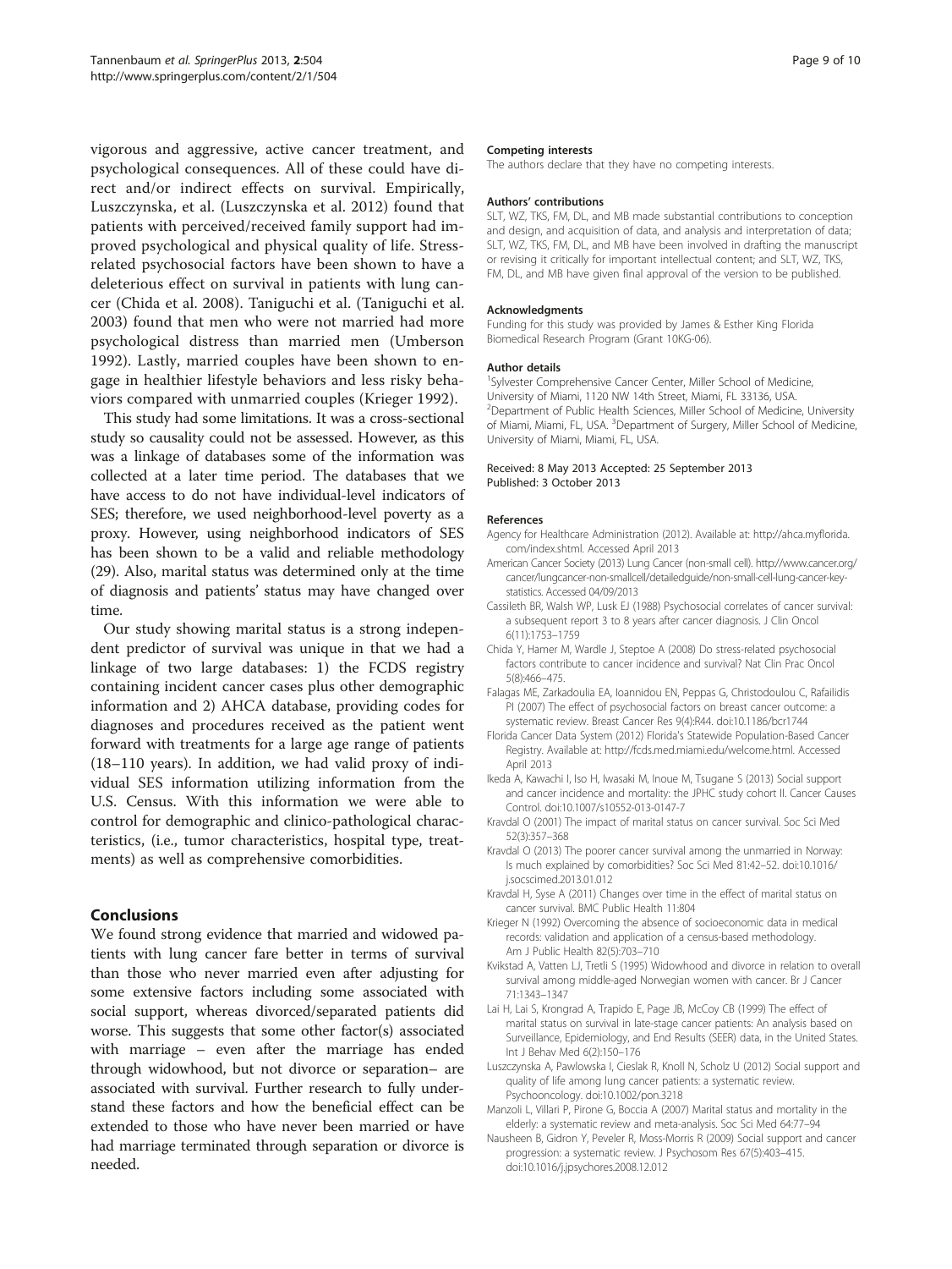vigorous and aggressive, active cancer treatment, and psychological consequences. All of these could have direct and/or indirect effects on survival. Empirically, Luszczynska, et al. (Luszczynska et al. 2012) found that patients with perceived/received family support had improved psychological and physical quality of life. Stress-related psychosocial factors have been shown to have a deleterious effect on survival in patients with lung cancer (Chida et al. 2008). Taniguchi et al. (Taniguchi et al. 2003) found that men who were not married had more psychological distress than married men (Umberson 1992). Lastly, married couples have been shown to engage in healthier lifestyle behaviors and less risky behaviors compared with unmarried couples (Krieger 1992).

This study had some limitations. It was a cross-sectional study so causality could not be assessed. However, as this was a linkage of databases some of the information was collected at a later time period. The databases that we have access to do not have individual-level indicators of SES; therefore, we used neighborhood-level poverty as a proxy. However, using neighborhood indicators of SES has been shown to be a valid and reliable methodology (29). Also, marital status was determined only at the time of diagnosis and patients' status may have changed over time.

Our study showing marital status is a strong independent predictor of survival was unique in that we had a linkage of two large databases: 1) the FCDS registry containing incident cancer cases plus other demographic information and 2) AHCA database, providing codes for diagnoses and procedures received as the patient went forward with treatments for a large age range of patients (18–110 years). In addition, we had valid proxy of individual SES information utilizing information from the U.S. Census. With this information we were able to control for demographic and clinico-pathological characteristics, (i.e., tumor characteristics, hospital type, treatments) as well as comprehensive comorbidities.

## Conclusions

We found strong evidence that married and widowed patients with lung cancer fare better in terms of survival than those who never married even after adjusting for some extensive factors including some associated with social support, whereas divorced/separated patients did worse. This suggests that some other factor(s) associated with marriage – even after the marriage has ended through widowhood, but not divorce or separation– are associated with survival. Further research to fully understand these factors and how the beneficial effect can be extended to those who have never been married or have had marriage terminated through separation or divorce is needed.

#### Competing interests

The authors declare that they have no competing interests.

#### Authors' contributions

SLT, WZ, TKS, FM, DL, and MB made substantial contributions to conception and design, and acquisition of data, and analysis and interpretation of data; SLT, WZ, TKS, FM, DL, and MB have been involved in drafting the manuscript or revising it critically for important intellectual content; and SLT, WZ, TKS, FM, DL, and MB have given final approval of the version to be published.

#### Acknowledgments

Funding for this study was provided by James & Esther King Florida Biomedical Research Program (Grant 10KG-06).

#### Author details

[1]Sylvester Comprehensive Cancer Center, Miller School of Medicine, University of Miami, 1120 NW 14th Street, Miami, FL 33136, USA. [2]Department of Public Health Sciences, Miller School of Medicine, University of Miami, Miami, FL, USA. [3]Department of Surgery, Miller School of Medicine, University of Miami, Miami, FL, USA.

Received: 8 May 2013 Accepted: 25 September 2013
Published: 3 October 2013

#### References

Agency for Healthcare Administration (2012). Available at: http://ahca.myflorida.com/index.shtml. Accessed April 2013

American Cancer Society (2013) Lung Cancer (non-small cell). http://www.cancer.org/cancer/lungcancer-non-smallcell/detailedguide/non-small-cell-lung-cancer-key-statistics. Accessed 04/09/2013

Cassileth BR, Walsh WP, Lusk EJ (1988) Psychosocial correlates of cancer survival: a subsequent report 3 to 8 years after cancer diagnosis. J Clin Oncol 6(11):1753–1759

Chida Y, Hamer M, Wardle J, Steptoe A (2008) Do stress-related psychosocial factors contribute to cancer incidence and survival? Nat Clin Prac Oncol 5(8):466–475.

Falagas ME, Zarkadoulia EA, Ioannidou EN, Peppas G, Christodoulou C, Rafailidis PI (2007) The effect of psychosocial factors on breast cancer outcome: a systematic review. Breast Cancer Res 9(4):R44. doi:10.1186/bcr1744

Florida Cancer Data System (2012) Florida's Statewide Population-Based Cancer Registry. Available at: http://fcds.med.miami.edu/welcome.html. Accessed April 2013

Ikeda A, Kawachi I, Iso H, Iwasaki M, Inoue M, Tsugane S (2013) Social support and cancer incidence and mortality: the JPHC study cohort II. Cancer Causes Control. doi:10.1007/s10552-013-0147-7

Kravdal O (2001) The impact of marital status on cancer survival. Soc Sci Med 52(3):357–368

Kravdal O (2013) The poorer cancer survival among the unmarried in Norway: Is much explained by comorbidities? Soc Sci Med 81:42–52. doi:10.1016/j.socscimed.2013.01.012

Kravdal H, Syse A (2011) Changes over time in the effect of marital status on cancer survival. BMC Public Health 11:804

Krieger N (1992) Overcoming the absence of socioeconomic data in medical records: validation and application of a census-based methodology. Am J Public Health 82(5):703–710

Kvikstad A, Vatten LJ, Tretli S (1995) Widowhood and divorce in relation to overall survival among middle-aged Norwegian women with cancer. Br J Cancer 71:1343–1347

Lai H, Lai S, Krongrad A, Trapido E, Page JB, McCoy CB (1999) The effect of marital status on survival in late-stage cancer patients: An analysis based on Surveillance, Epidemiology, and End Results (SEER) data, in the United States. Int J Behav Med 6(2):150–176

Luszczynska A, Pawlowska I, Cieslak R, Knoll N, Scholz U (2012) Social support and quality of life among lung cancer patients: a systematic review. Psychooncology. doi:10.1002/pon.3218

Manzoli L, Villari P, Pirone G, Boccia A (2007) Marital status and mortality in the elderly: a systematic review and meta-analysis. Soc Sci Med 64:77–94

Nausheen B, Gidron Y, Peveler R, Moss-Morris R (2009) Social support and cancer progression: a systematic review. J Psychosom Res 67(5):403–415. doi:10.1016/j.jpsychores.2008.12.012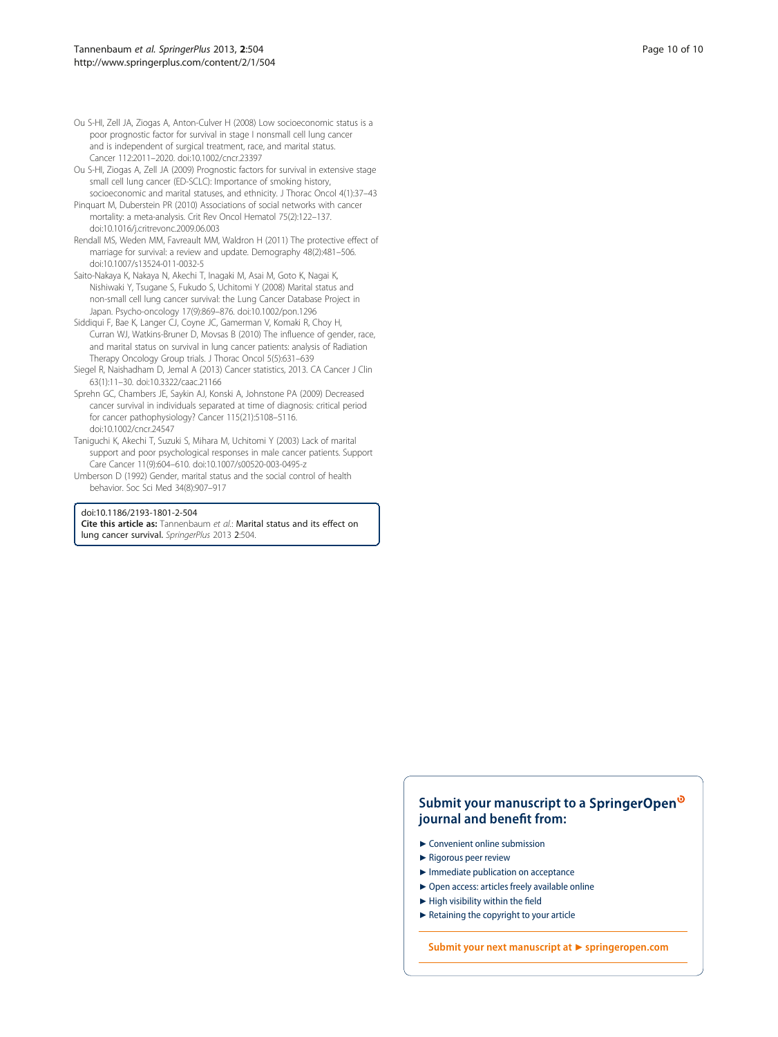Ou S-HI, Zell JA, Ziogas A, Anton-Culver H (2008) Low socioeconomic status is a poor prognostic factor for survival in stage I nonsmall cell lung cancer and is independent of surgical treatment, race, and marital status. Cancer 112:2011–2020. doi:10.1002/cncr.23397

Ou S-HI, Ziogas A, Zell JA (2009) Prognostic factors for survival in extensive stage small cell lung cancer (ED-SCLC): Importance of smoking history, socioeconomic and marital statuses, and ethnicity. J Thorac Oncol 4(1):37–43

Pinquart M, Duberstein PR (2010) Associations of social networks with cancer mortality: a meta-analysis. Crit Rev Oncol Hematol 75(2):122–137. doi:10.1016/j.critrevonc.2009.06.003

Rendall MS, Weden MM, Favreault MM, Waldron H (2011) The protective effect of marriage for survival: a review and update. Demography 48(2):481–506. doi:10.1007/s13524-011-0032-5

Saito-Nakaya K, Nakaya N, Akechi T, Inagaki M, Asai M, Goto K, Nagai K, Nishiwaki Y, Tsugane S, Fukudo S, Uchitomi Y (2008) Marital status and non-small cell lung cancer survival: the Lung Cancer Database Project in Japan. Psycho-oncology 17(9):869–876. doi:10.1002/pon.1296

Siddiqui F, Bae K, Langer CJ, Coyne JC, Gamerman V, Komaki R, Choy H, Curran WJ, Watkins-Bruner D, Movsas B (2010) The influence of gender, race, and marital status on survival in lung cancer patients: analysis of Radiation Therapy Oncology Group trials. J Thorac Oncol 5(5):631–639

Siegel R, Naishadham D, Jemal A (2013) Cancer statistics, 2013. CA Cancer J Clin 63(1):11–30. doi:10.3322/caac.21166

Sprehn GC, Chambers JE, Saykin AJ, Konski A, Johnstone PA (2009) Decreased cancer survival in individuals separated at time of diagnosis: critical period for cancer pathophysiology? Cancer 115(21):5108–5116. doi:10.1002/cncr.24547

Taniguchi K, Akechi T, Suzuki S, Mihara M, Uchitomi Y (2003) Lack of marital support and poor psychological responses in male cancer patients. Support Care Cancer 11(9):604–610. doi:10.1007/s00520-003-0495-z

Umberson D (1992) Gender, marital status and the social control of health behavior. Soc Sci Med 34(8):907–917

doi:10.1186/2193-1801-2-504
**Cite this article as:** Tannenbaum *et al.*: Marital status and its effect on lung cancer survival. *SpringerPlus* 2013 **2**:504.

**Submit your manuscript to a SpringerOpen journal and benefit from:**

- ► Convenient online submission
- ► Rigorous peer review
- ► Immediate publication on acceptance
- ► Open access: articles freely available online
- ► High visibility within the field
- ► Retaining the copyright to your article

**Submit your next manuscript at ► springeropen.com**